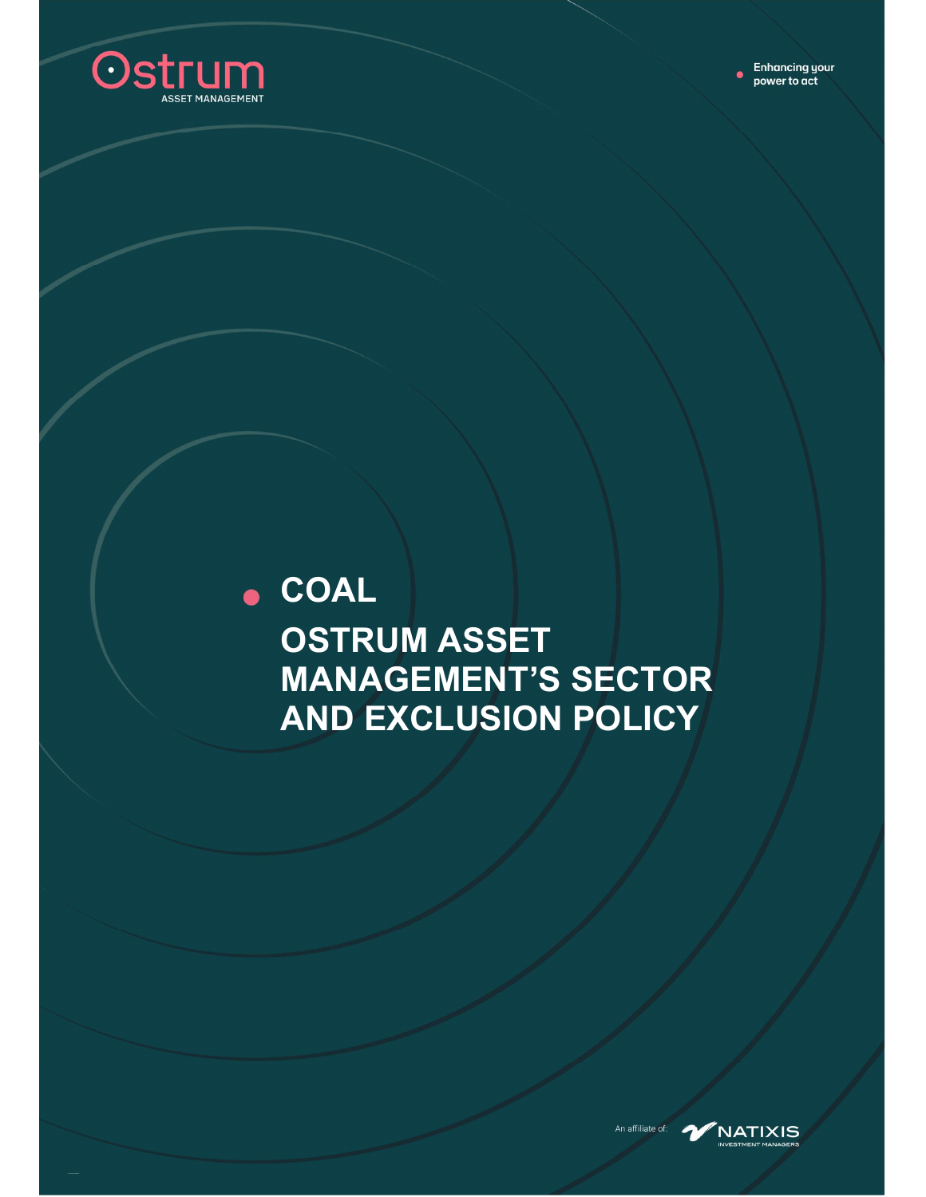Ostrum
ASSET MANAGEMENT

Enhancing your power to act

# COAL

# OSTRUM ASSET MANAGEMENT'S SECTOR AND EXCLUSION POLICY

An affiliate of: NATIXIS INVESTMENT MANAGERS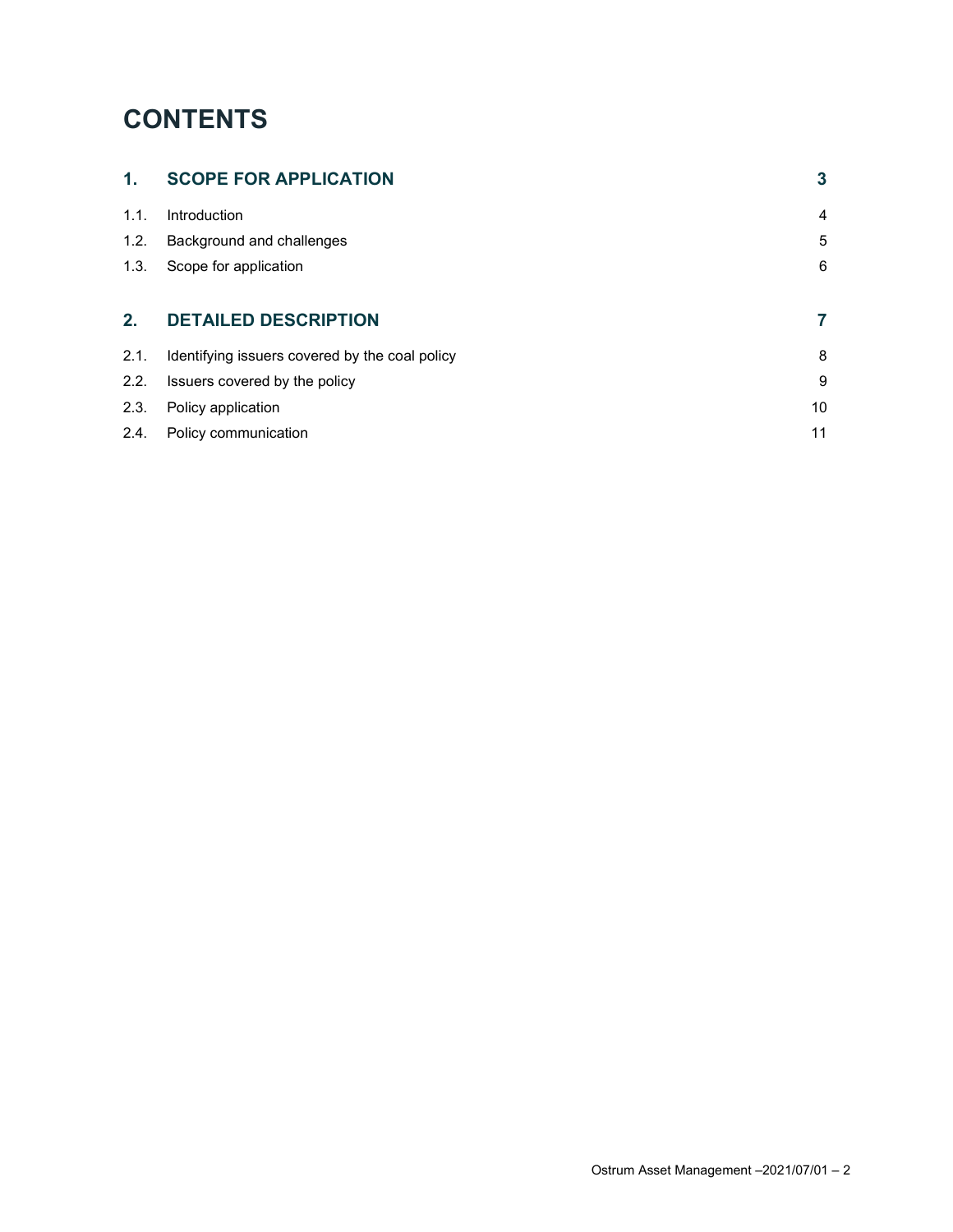# CONTENTS

| | | |
|---|---|---|
| **1.** | **SCOPE FOR APPLICATION** | **3** |
| 1.1. | Introduction | 4 |
| 1.2. | Background and challenges | 5 |
| 1.3. | Scope for application | 6 |
| **2.** | **DETAILED DESCRIPTION** | **7** |
| 2.1. | Identifying issuers covered by the coal policy | 8 |
| 2.2. | Issuers covered by the policy | 9 |
| 2.3. | Policy application | 10 |
| 2.4. | Policy communication | 11 |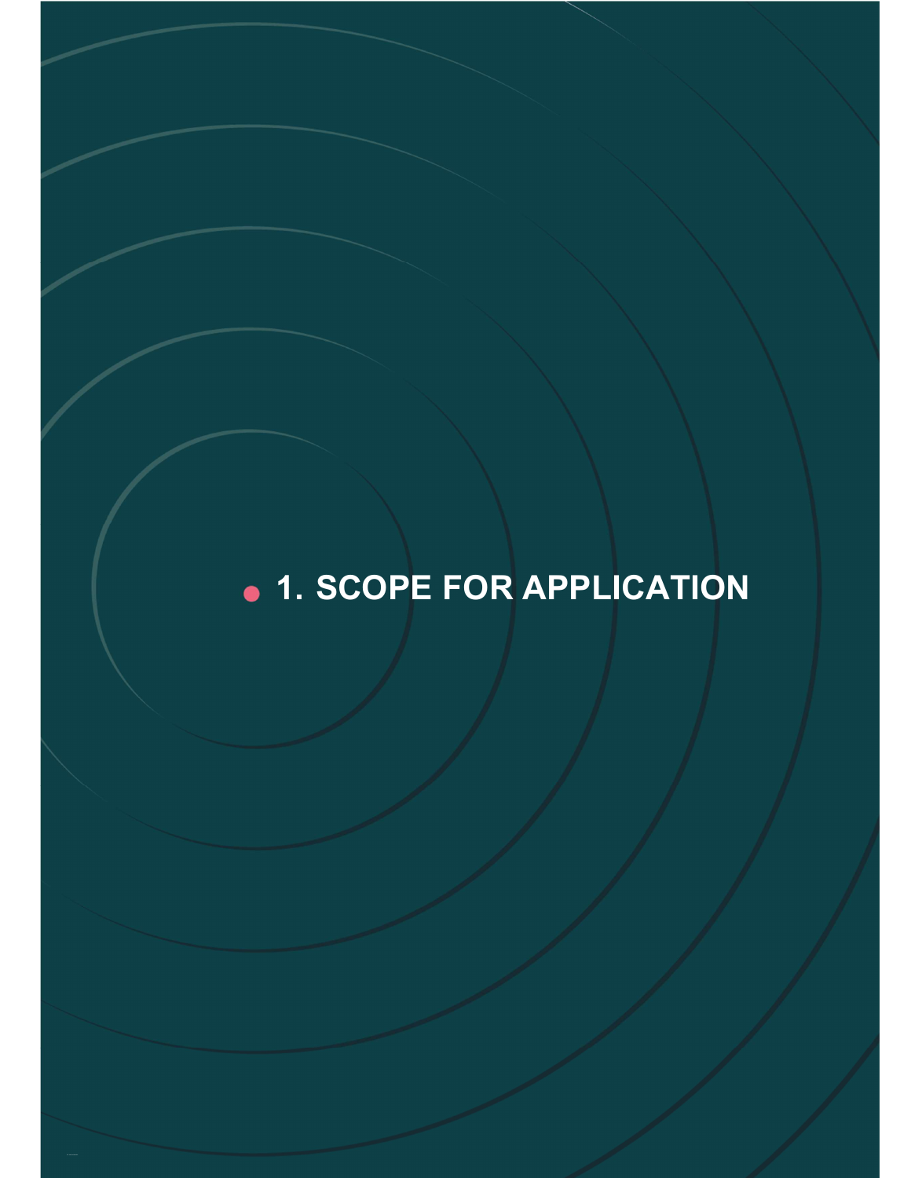# 1. SCOPE FOR APPLICATION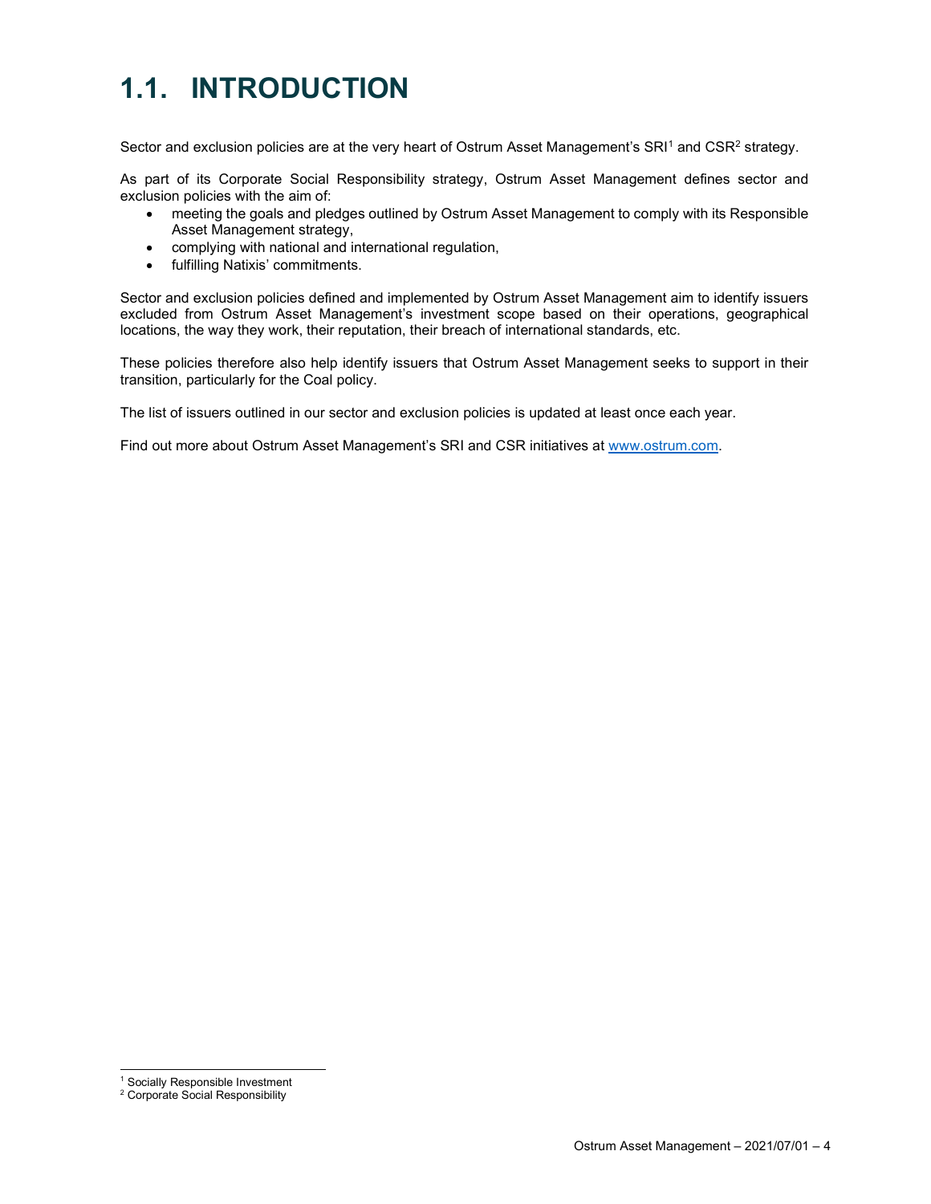# 1.1. INTRODUCTION

Sector and exclusion policies are at the very heart of Ostrum Asset Management's SRI[1] and CSR[2] strategy.

As part of its Corporate Social Responsibility strategy, Ostrum Asset Management defines sector and exclusion policies with the aim of:

- meeting the goals and pledges outlined by Ostrum Asset Management to comply with its Responsible Asset Management strategy,
- complying with national and international regulation,
- fulfilling Natixis' commitments.

Sector and exclusion policies defined and implemented by Ostrum Asset Management aim to identify issuers excluded from Ostrum Asset Management's investment scope based on their operations, geographical locations, the way they work, their reputation, their breach of international standards, etc.

These policies therefore also help identify issuers that Ostrum Asset Management seeks to support in their transition, particularly for the Coal policy.

The list of issuers outlined in our sector and exclusion policies is updated at least once each year.

Find out more about Ostrum Asset Management's SRI and CSR initiatives at www.ostrum.com.

---

[1] Socially Responsible Investment

[2] Corporate Social Responsibility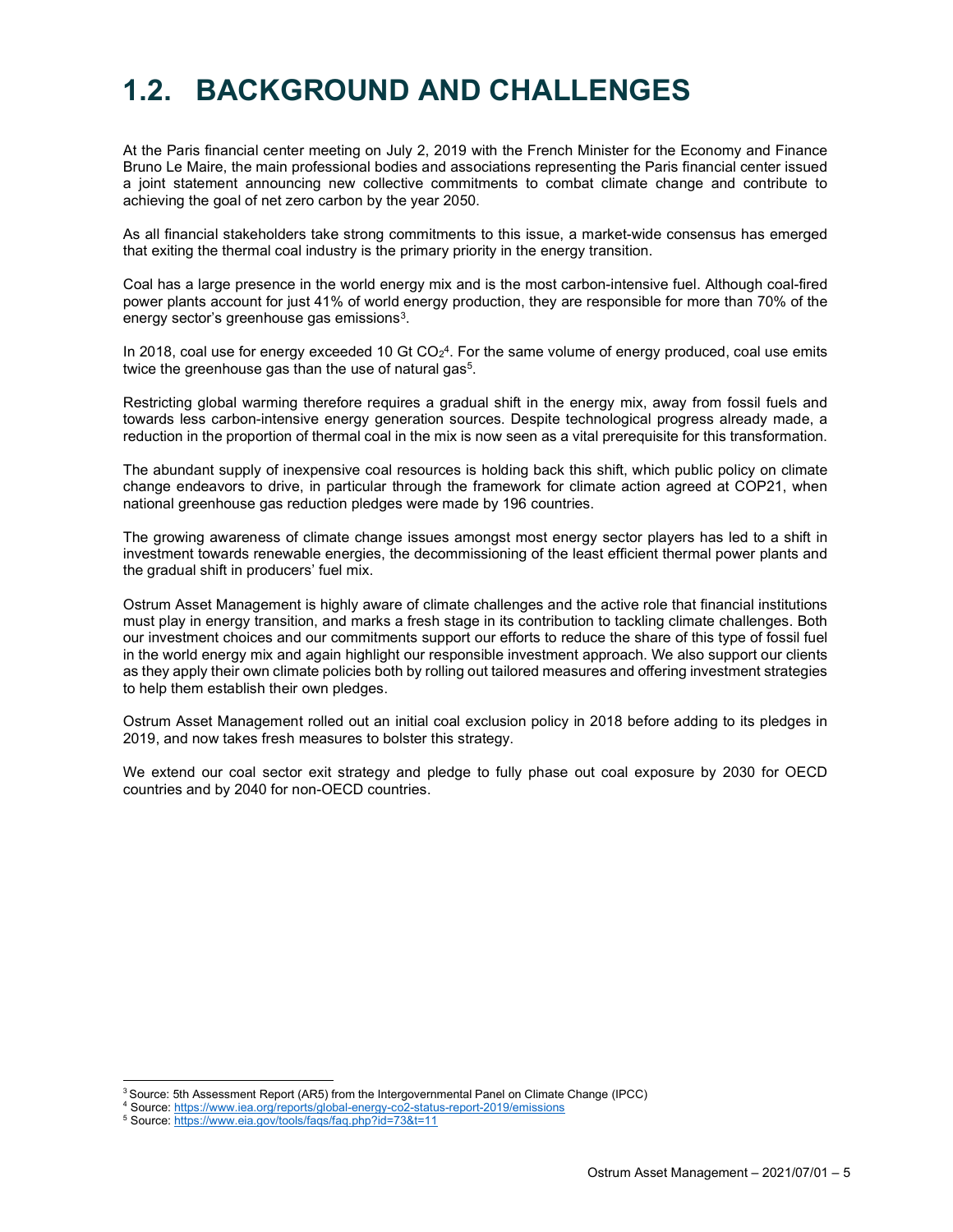# 1.2. BACKGROUND AND CHALLENGES

At the Paris financial center meeting on July 2, 2019 with the French Minister for the Economy and Finance Bruno Le Maire, the main professional bodies and associations representing the Paris financial center issued a joint statement announcing new collective commitments to combat climate change and contribute to achieving the goal of net zero carbon by the year 2050.

As all financial stakeholders take strong commitments to this issue, a market-wide consensus has emerged that exiting the thermal coal industry is the primary priority in the energy transition.

Coal has a large presence in the world energy mix and is the most carbon-intensive fuel. Although coal-fired power plants account for just 41% of world energy production, they are responsible for more than 70% of the energy sector's greenhouse gas emissions[3].

In 2018, coal use for energy exceeded 10 Gt $CO_2$[4]. For the same volume of energy produced, coal use emits twice the greenhouse gas than the use of natural gas[5].

Restricting global warming therefore requires a gradual shift in the energy mix, away from fossil fuels and towards less carbon-intensive energy generation sources. Despite technological progress already made, a reduction in the proportion of thermal coal in the mix is now seen as a vital prerequisite for this transformation.

The abundant supply of inexpensive coal resources is holding back this shift, which public policy on climate change endeavors to drive, in particular through the framework for climate action agreed at COP21, when national greenhouse gas reduction pledges were made by 196 countries.

The growing awareness of climate change issues amongst most energy sector players has led to a shift in investment towards renewable energies, the decommissioning of the least efficient thermal power plants and the gradual shift in producers' fuel mix.

Ostrum Asset Management is highly aware of climate challenges and the active role that financial institutions must play in energy transition, and marks a fresh stage in its contribution to tackling climate challenges. Both our investment choices and our commitments support our efforts to reduce the share of this type of fossil fuel in the world energy mix and again highlight our responsible investment approach. We also support our clients as they apply their own climate policies both by rolling out tailored measures and offering investment strategies to help them establish their own pledges.

Ostrum Asset Management rolled out an initial coal exclusion policy in 2018 before adding to its pledges in 2019, and now takes fresh measures to bolster this strategy.

We extend our coal sector exit strategy and pledge to fully phase out coal exposure by 2030 for OECD countries and by 2040 for non-OECD countries.

---

[3] Source: 5th Assessment Report (AR5) from the Intergovernmental Panel on Climate Change (IPCC)

[4] Source: https://www.iea.org/reports/global-energy-co2-status-report-2019/emissions

[5] Source: https://www.eia.gov/tools/faqs/faq.php?id=73&t=11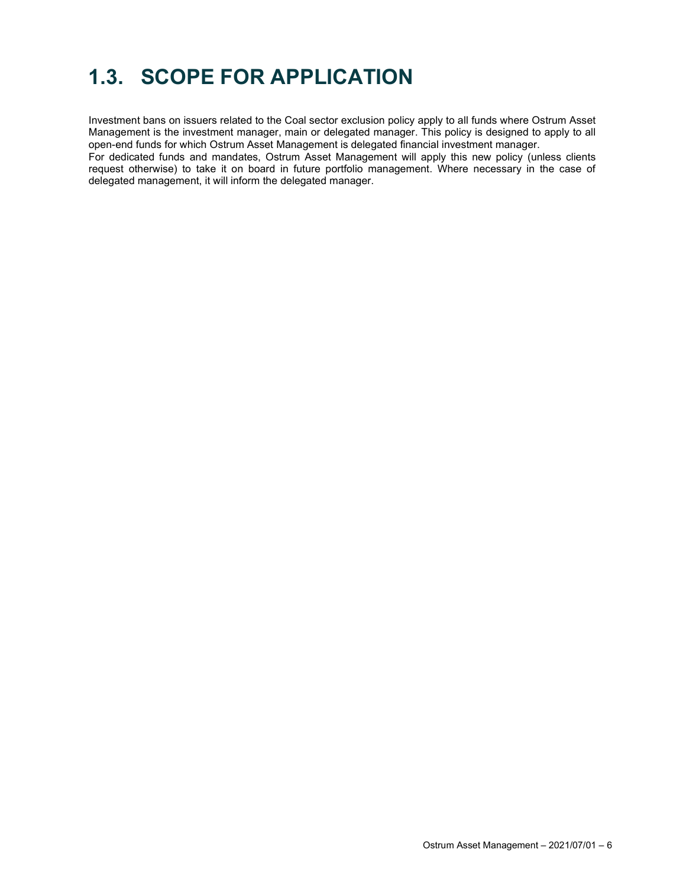## 1.3. SCOPE FOR APPLICATION

Investment bans on issuers related to the Coal sector exclusion policy apply to all funds where Ostrum Asset Management is the investment manager, main or delegated manager. This policy is designed to apply to all open-end funds for which Ostrum Asset Management is delegated financial investment manager.
For dedicated funds and mandates, Ostrum Asset Management will apply this new policy (unless clients request otherwise) to take it on board in future portfolio management. Where necessary in the case of delegated management, it will inform the delegated manager.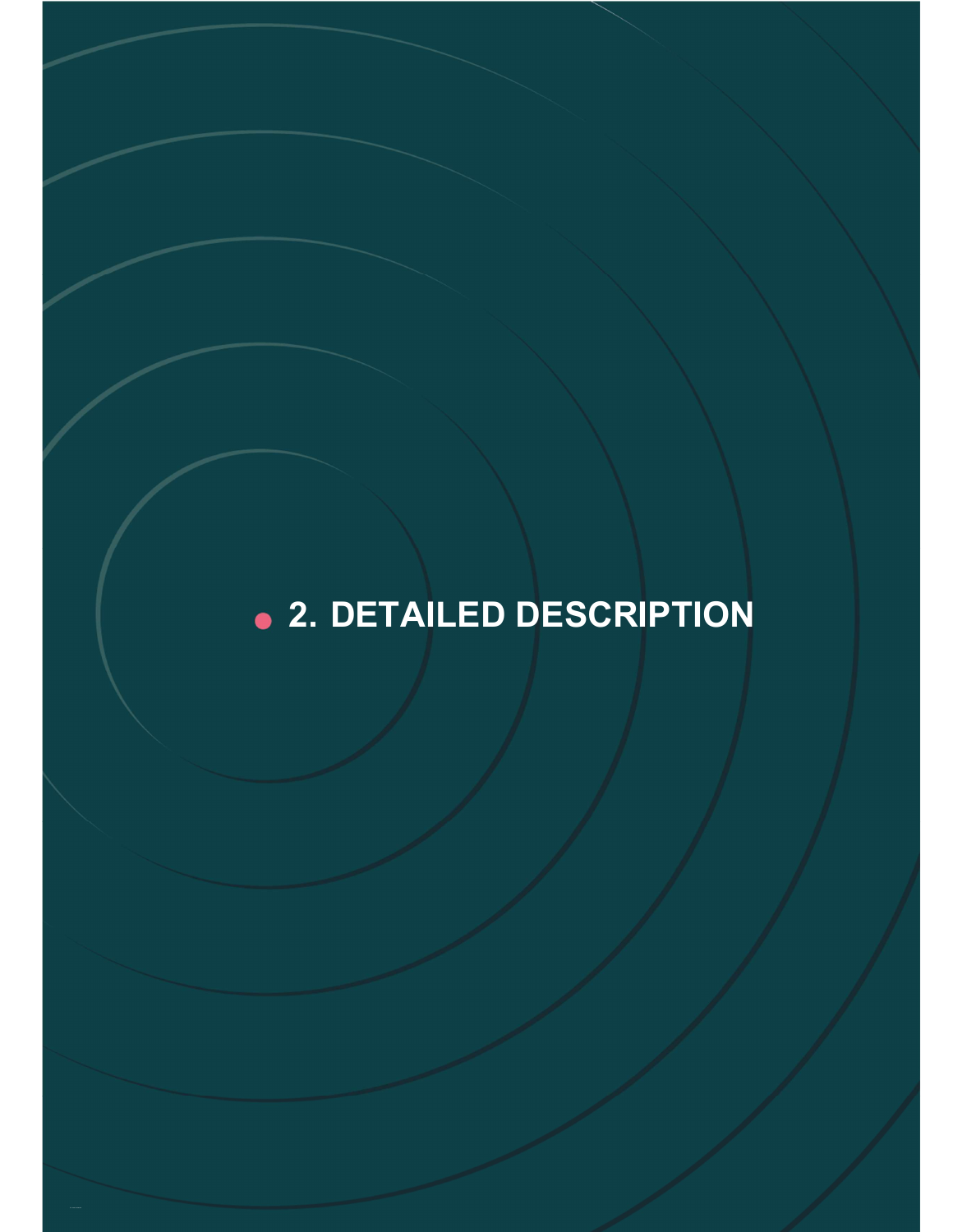# 2. DETAILED DESCRIPTION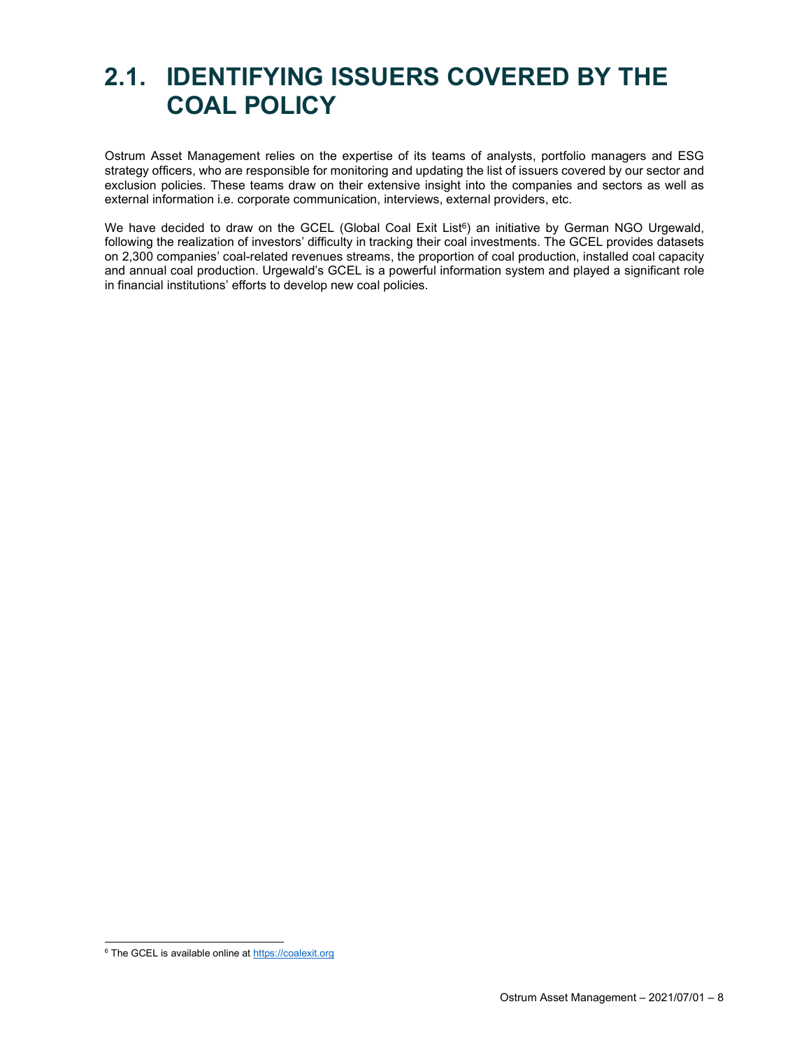## 2.1. IDENTIFYING ISSUERS COVERED BY THE COAL POLICY

Ostrum Asset Management relies on the expertise of its teams of analysts, portfolio managers and ESG strategy officers, who are responsible for monitoring and updating the list of issuers covered by our sector and exclusion policies. These teams draw on their extensive insight into the companies and sectors as well as external information i.e. corporate communication, interviews, external providers, etc.

We have decided to draw on the GCEL (Global Coal Exit List[6]) an initiative by German NGO Urgewald, following the realization of investors' difficulty in tracking their coal investments. The GCEL provides datasets on 2,300 companies' coal-related revenues streams, the proportion of coal production, installed coal capacity and annual coal production. Urgewald's GCEL is a powerful information system and played a significant role in financial institutions' efforts to develop new coal policies.

[6] The GCEL is available online at https://coalexit.org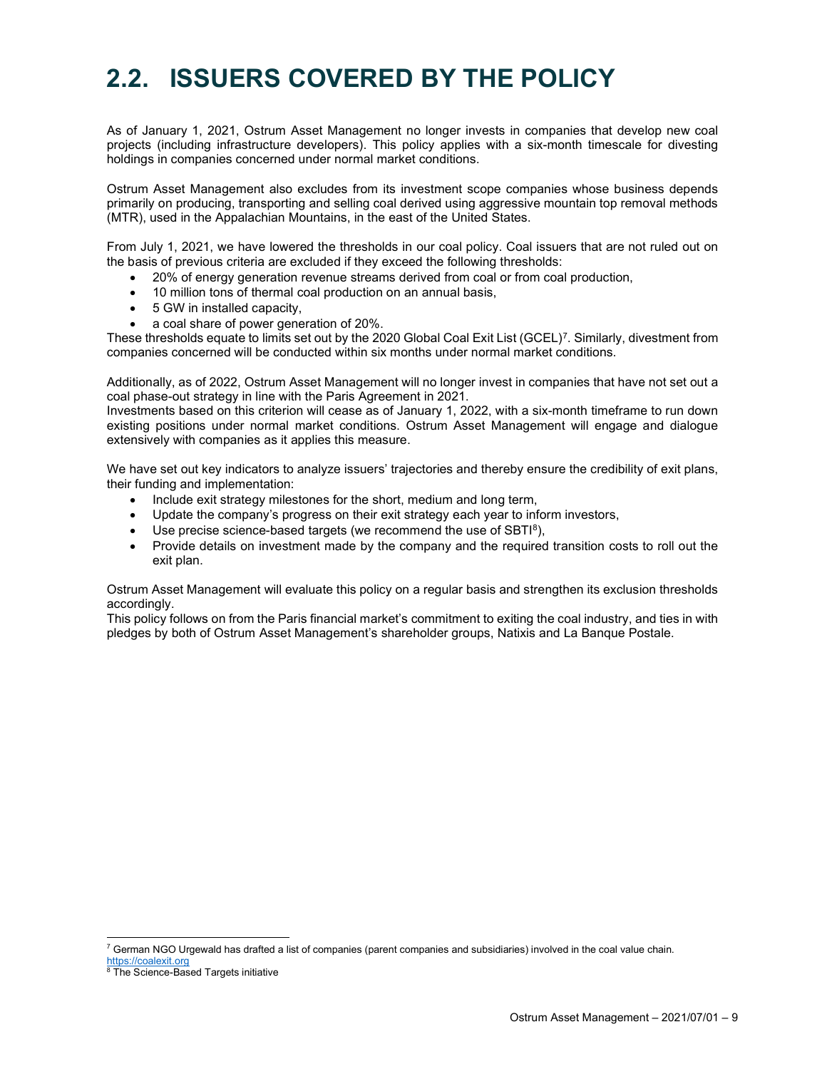# 2.2. ISSUERS COVERED BY THE POLICY

As of January 1, 2021, Ostrum Asset Management no longer invests in companies that develop new coal projects (including infrastructure developers). This policy applies with a six-month timescale for divesting holdings in companies concerned under normal market conditions.

Ostrum Asset Management also excludes from its investment scope companies whose business depends primarily on producing, transporting and selling coal derived using aggressive mountain top removal methods (MTR), used in the Appalachian Mountains, in the east of the United States.

From July 1, 2021, we have lowered the thresholds in our coal policy. Coal issuers that are not ruled out on the basis of previous criteria are excluded if they exceed the following thresholds:

- 20% of energy generation revenue streams derived from coal or from coal production,
- 10 million tons of thermal coal production on an annual basis,
- 5 GW in installed capacity,
- a coal share of power generation of 20%.

These thresholds equate to limits set out by the 2020 Global Coal Exit List (GCEL)[7]. Similarly, divestment from companies concerned will be conducted within six months under normal market conditions.

Additionally, as of 2022, Ostrum Asset Management will no longer invest in companies that have not set out a coal phase-out strategy in line with the Paris Agreement in 2021.
Investments based on this criterion will cease as of January 1, 2022, with a six-month timeframe to run down existing positions under normal market conditions. Ostrum Asset Management will engage and dialogue extensively with companies as it applies this measure.

We have set out key indicators to analyze issuers' trajectories and thereby ensure the credibility of exit plans, their funding and implementation:

- Include exit strategy milestones for the short, medium and long term,
- Update the company's progress on their exit strategy each year to inform investors,
- Use precise science-based targets (we recommend the use of SBTI[8]),
- Provide details on investment made by the company and the required transition costs to roll out the exit plan.

Ostrum Asset Management will evaluate this policy on a regular basis and strengthen its exclusion thresholds accordingly.
This policy follows on from the Paris financial market's commitment to exiting the coal industry, and ties in with pledges by both of Ostrum Asset Management's shareholder groups, Natixis and La Banque Postale.

---

[7] German NGO Urgewald has drafted a list of companies (parent companies and subsidiaries) involved in the coal value chain. https://coalexit.org

[8] The Science-Based Targets initiative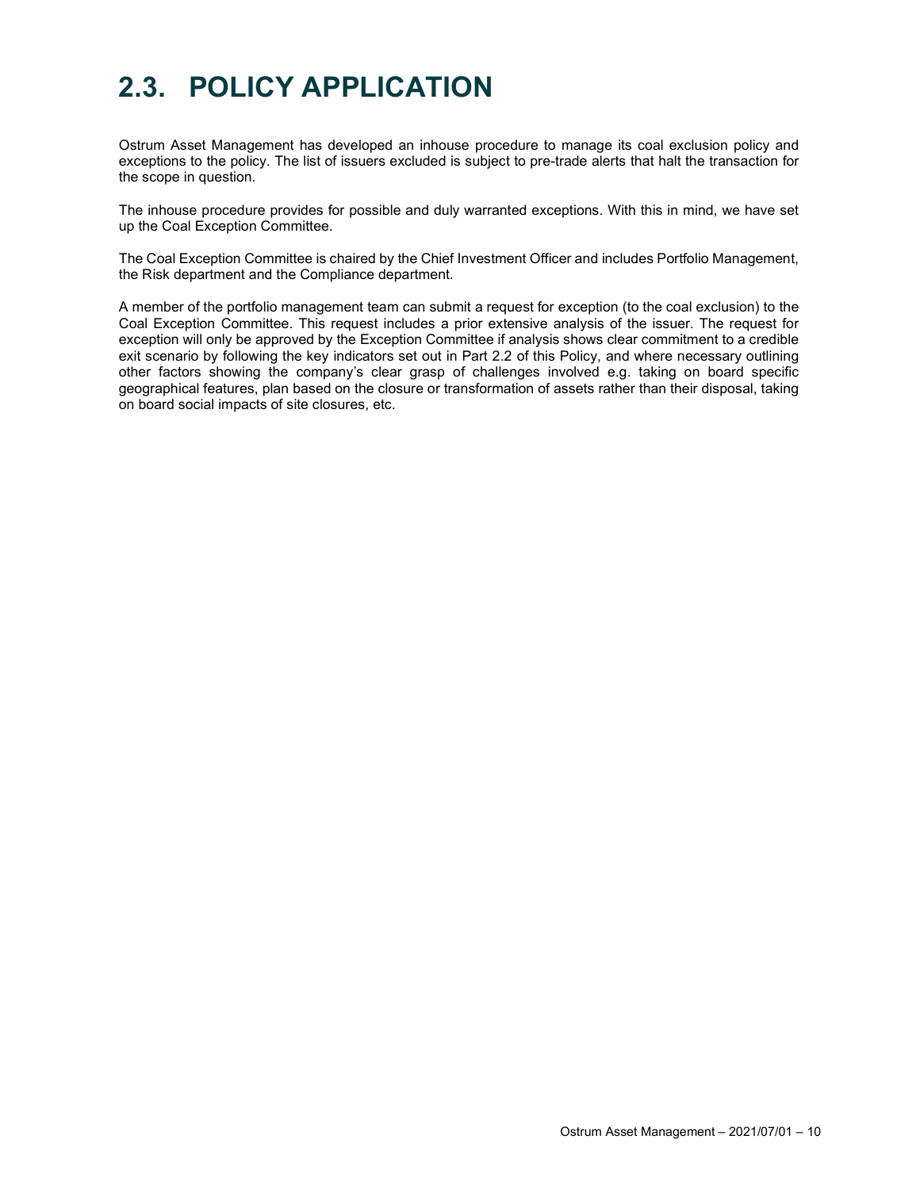# 2.3. POLICY APPLICATION

Ostrum Asset Management has developed an inhouse procedure to manage its coal exclusion policy and exceptions to the policy. The list of issuers excluded is subject to pre-trade alerts that halt the transaction for the scope in question.

The inhouse procedure provides for possible and duly warranted exceptions. With this in mind, we have set up the Coal Exception Committee.

The Coal Exception Committee is chaired by the Chief Investment Officer and includes Portfolio Management, the Risk department and the Compliance department.

A member of the portfolio management team can submit a request for exception (to the coal exclusion) to the Coal Exception Committee. This request includes a prior extensive analysis of the issuer. The request for exception will only be approved by the Exception Committee if analysis shows clear commitment to a credible exit scenario by following the key indicators set out in Part 2.2 of this Policy, and where necessary outlining other factors showing the company's clear grasp of challenges involved e.g. taking on board specific geographical features, plan based on the closure or transformation of assets rather than their disposal, taking on board social impacts of site closures, etc.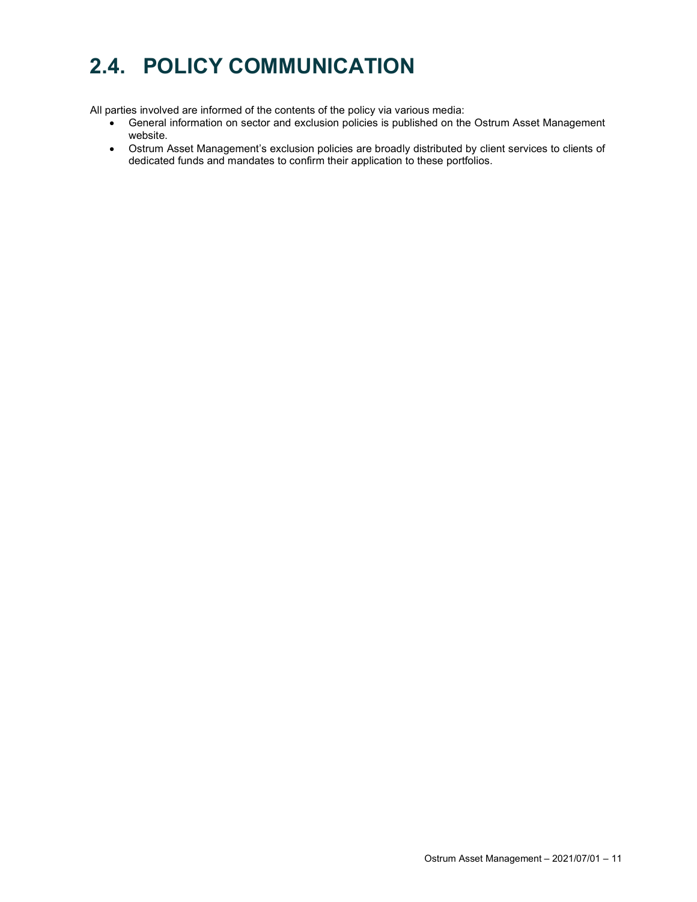## 2.4. POLICY COMMUNICATION

All parties involved are informed of the contents of the policy via various media:

- General information on sector and exclusion policies is published on the Ostrum Asset Management website.
- Ostrum Asset Management's exclusion policies are broadly distributed by client services to clients of dedicated funds and mandates to confirm their application to these portfolios.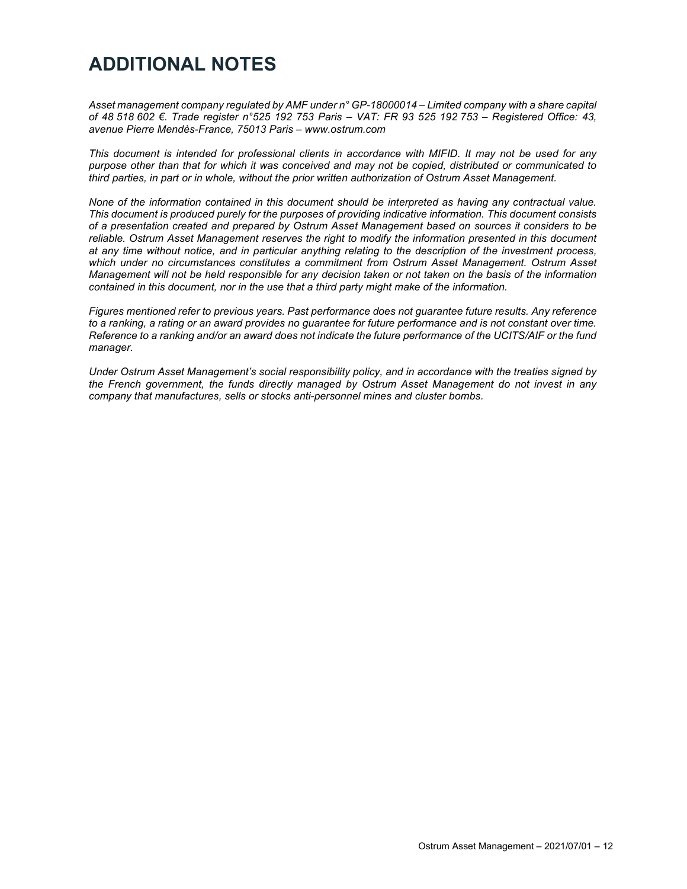# ADDITIONAL NOTES

*Asset management company regulated by AMF under n° GP-18000014 – Limited company with a share capital of 48 518 602 €. Trade register n°525 192 753 Paris – VAT: FR 93 525 192 753 – Registered Office: 43, avenue Pierre Mendès-France, 75013 Paris – www.ostrum.com*

*This document is intended for professional clients in accordance with MIFID. It may not be used for any purpose other than that for which it was conceived and may not be copied, distributed or communicated to third parties, in part or in whole, without the prior written authorization of Ostrum Asset Management.*

*None of the information contained in this document should be interpreted as having any contractual value. This document is produced purely for the purposes of providing indicative information. This document consists of a presentation created and prepared by Ostrum Asset Management based on sources it considers to be reliable. Ostrum Asset Management reserves the right to modify the information presented in this document at any time without notice, and in particular anything relating to the description of the investment process, which under no circumstances constitutes a commitment from Ostrum Asset Management. Ostrum Asset Management will not be held responsible for any decision taken or not taken on the basis of the information contained in this document, nor in the use that a third party might make of the information.*

*Figures mentioned refer to previous years. Past performance does not guarantee future results. Any reference to a ranking, a rating or an award provides no guarantee for future performance and is not constant over time. Reference to a ranking and/or an award does not indicate the future performance of the UCITS/AIF or the fund manager.*

*Under Ostrum Asset Management's social responsibility policy, and in accordance with the treaties signed by the French government, the funds directly managed by Ostrum Asset Management do not invest in any company that manufactures, sells or stocks anti-personnel mines and cluster bombs.*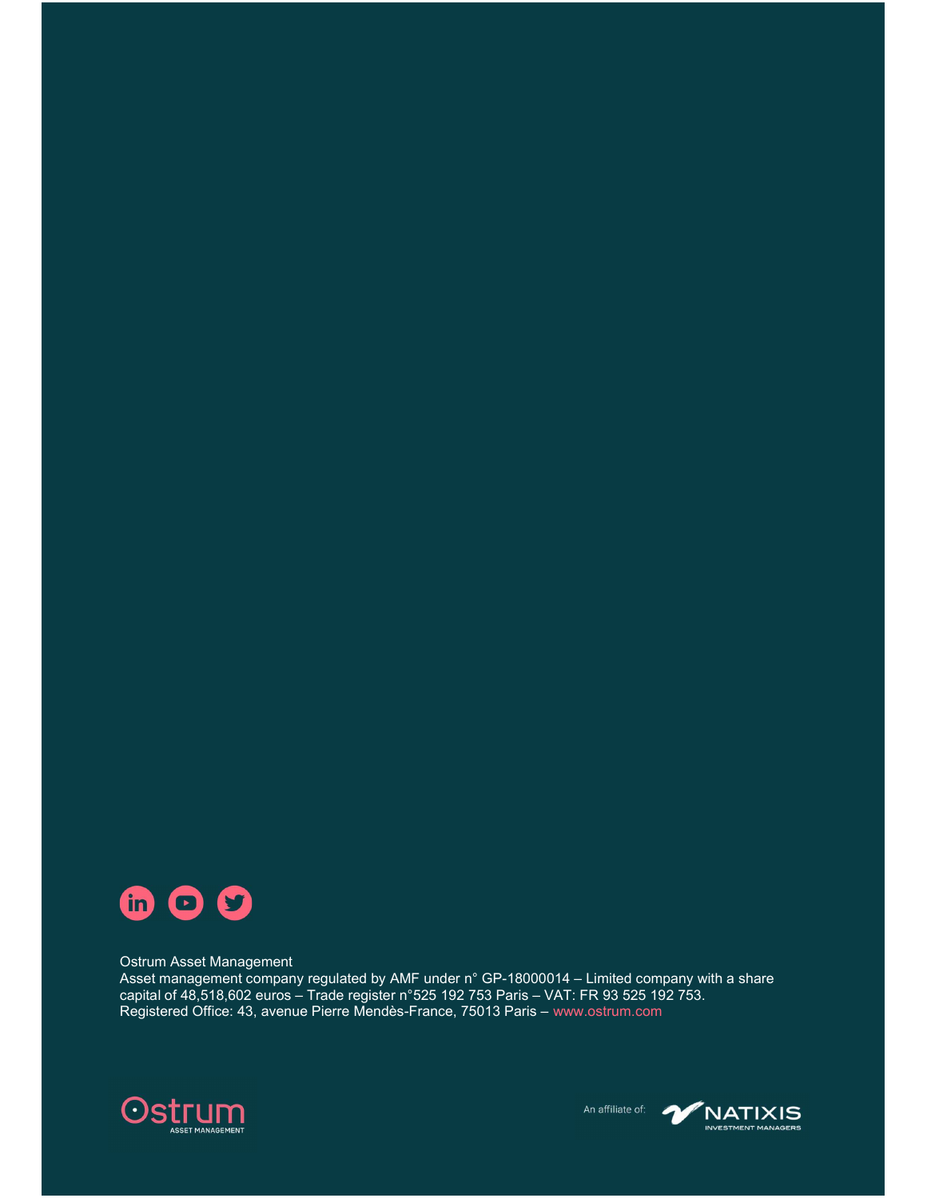Ostrum Asset Management
Asset management company regulated by AMF under n° GP-18000014 – Limited company with a share capital of 48,518,602 euros – Trade register n°525 192 753 Paris – VAT: FR 93 525 192 753.
Registered Office: 43, avenue Pierre Mendès-France, 75013 Paris – www.ostrum.com

Ostrum ASSET MANAGEMENT

An affiliate of: NATIXIS INVESTMENT MANAGERS